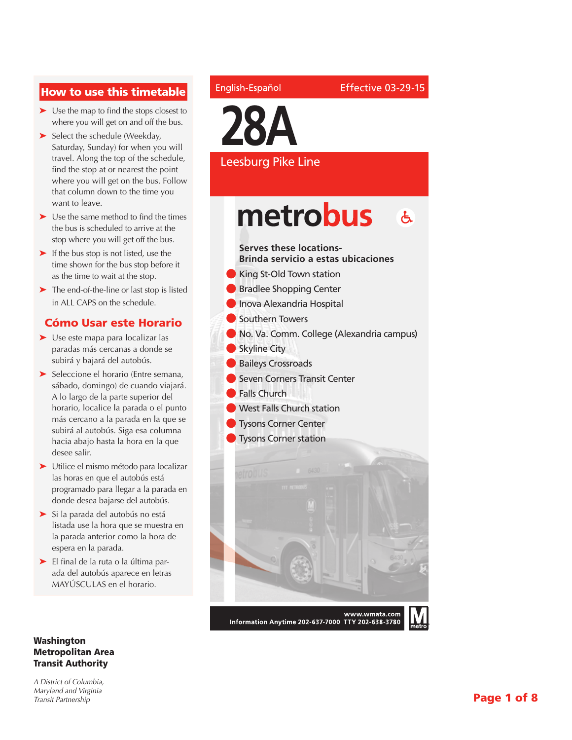English-Español | Effective 03-29-15

# 28A

## Leesburg Pike Line

**metrobus**

**Serves these locations-**
**Brinda servicio a estas ubicaciones**

- King St-Old Town station
- Bradlee Shopping Center
- Inova Alexandria Hospital
- Southern Towers
- No. Va. Comm. College (Alexandria campus)
- Skyline City
- Baileys Crossroads
- Seven Corners Transit Center
- Falls Church
- West Falls Church station
- Tysons Corner Center
- Tysons Corner station

www.wmata.com
Information Anytime 202-637-7000 TTY 202-638-3780

## How to use this timetable

- Use the map to find the stops closest to where you will get on and off the bus.
- Select the schedule (Weekday, Saturday, Sunday) for when you will travel. Along the top of the schedule, find the stop at or nearest the point where you will get on the bus. Follow that column down to the time you want to leave.
- Use the same method to find the times the bus is scheduled to arrive at the stop where you will get off the bus.
- If the bus stop is not listed, use the time shown for the bus stop before it as the time to wait at the stop.
- The end-of-the-line or last stop is listed in ALL CAPS on the schedule.

## Cómo Usar este Horario

- Use este mapa para localizar las paradas más cercanas a donde se subirá y bajará del autobús.
- Seleccione el horario (Entre semana, sábado, domingo) de cuando viajará. A lo largo de la parte superior del horario, localice la parada o el punto más cercano a la parada en la que se subirá al autobús. Siga esa columna hacia abajo hasta la hora en la que desee salir.
- Utilice el mismo método para localizar las horas en que el autobús está programado para llegar a la parada en donde desea bajarse del autobús.
- Si la parada del autobús no está listada use la hora que se muestra en la parada anterior como la hora de espera en la parada.
- El final de la ruta o la última parada del autobús aparece en letras MAYÚSCULAS en el horario.

**Washington Metropolitan Area Transit Authority**

*A District of Columbia, Maryland and Virginia Transit Partnership*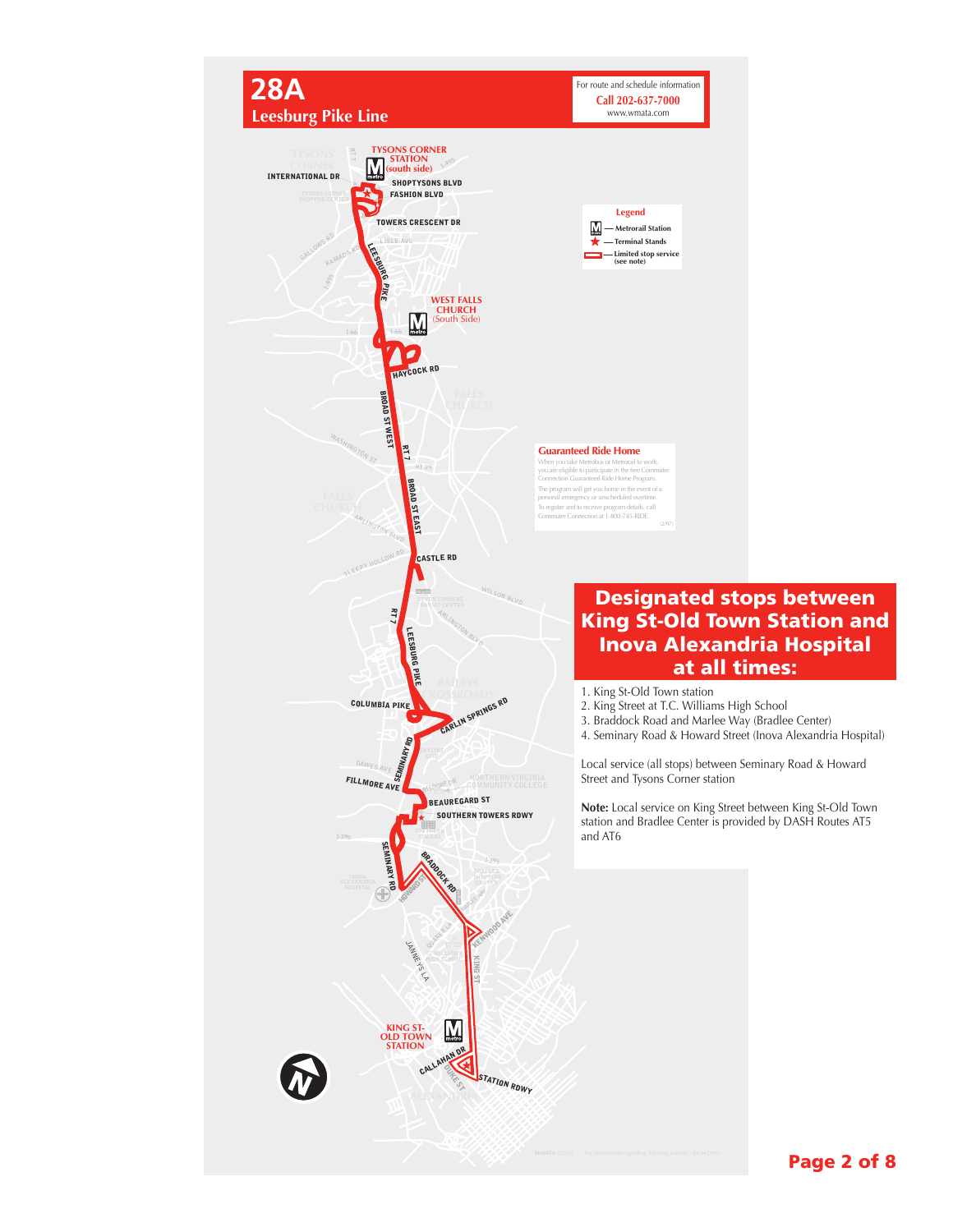# 28A

## Leesburg Pike Line

For route and schedule information
**Call 202-637-7000**
www.wmata.com

**Legend**

- Metrorail Station
- Terminal Stands
- Limited stop service (see note)

TYSONS CORNER STATION (south side)

INTERNATIONAL DR

SHOPTYSONS BLVD

FASHION BLVD

TOWERS CRESCENT DR

LEESBURG PIKE

WEST FALLS CHURCH (South Side)

HAYCOCK RD

BROAD ST WEST

RT 7

BROAD ST EAST

CASTLE RD

RT 7

LEESBURG PIKE

COLUMBIA PIKE

CARLIN SPRINGS RD

SEMINARY RD

FILLMORE AVE

BEAUREGARD ST

SOUTHERN TOWERS RDWY

SEMINARY RD

BRADDOCK RD

HOWARD ST

KENWOOD AVE

KING ST

KING ST-OLD TOWN STATION

CALLAHAN DR

STATION RDWY

**Guaranteed Ride Home**

When you take Metrobus or Metrorail to work, you are eligible to participate in the free Commuter Connection Guaranteed Ride Home Program.

The program will get you home in the event of a personal emergency or unscheduled overtime.

To register and to receive program details, call Commuter Connection at 1-800-745-RIDE.

(2/97)

## Designated stops between King St-Old Town Station and Inova Alexandria Hospital at all times:

1. King St-Old Town station
2. King Street at T.C. Williams High School
3. Braddock Road and Marlee Way (Bradlee Center)
4. Seminary Road & Howard Street (Inova Alexandria Hospital)

Local service (all stops) between Seminary Road & Howard Street and Tysons Corner station

**Note:** Local service on King Street between King St-Old Town station and Bradlee Center is provided by DASH Routes AT5 and AT6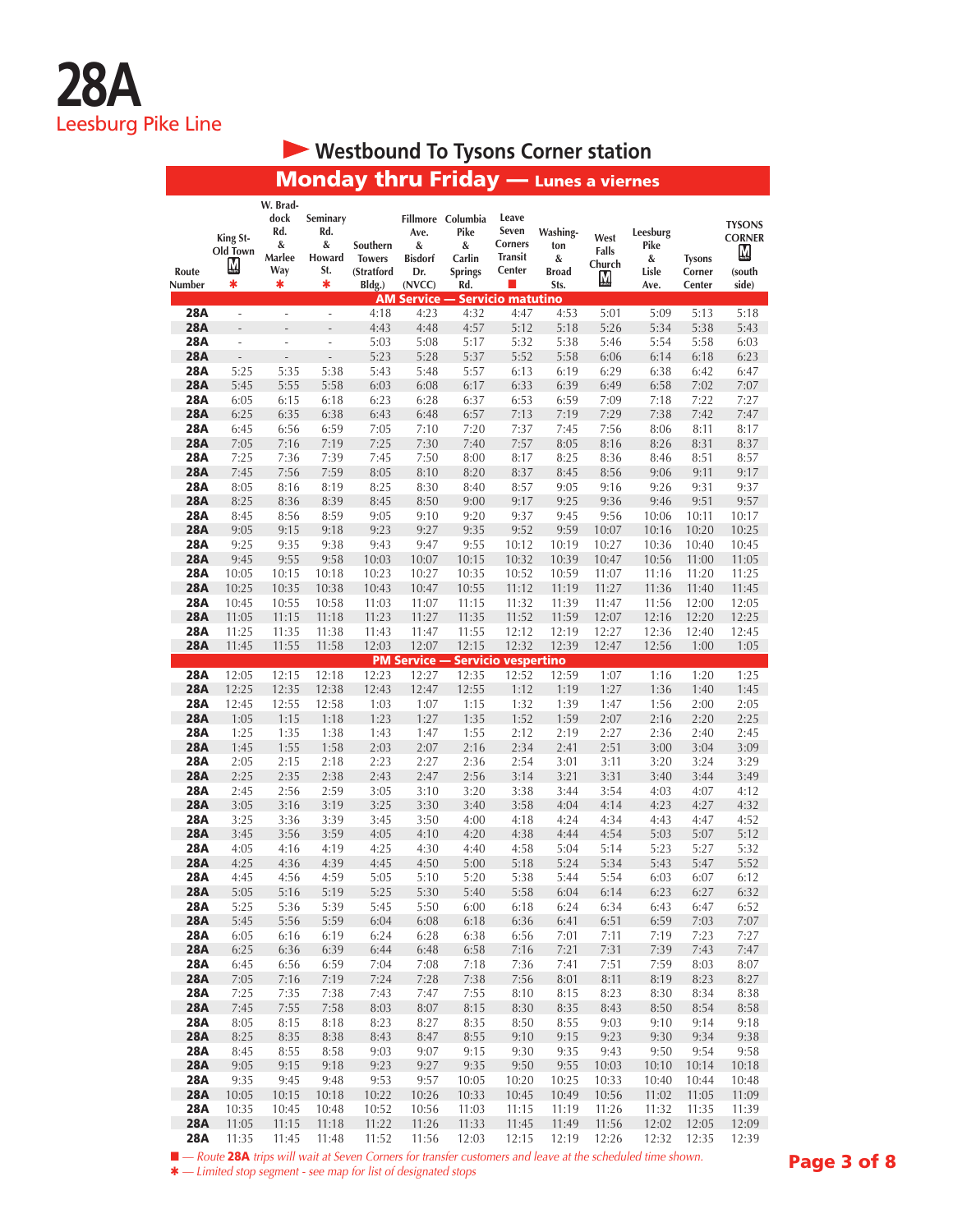# 28A

Leesburg Pike Line

## Westbound To Tysons Corner station

### Monday thru Friday — Lunes a viernes

| Route Number | King St-Old Town Ⓜ ✱ | W. Braddock Rd. & Marlee Way ✱ | Seminary Rd. & Howard St. ✱ | Southern Towers (Stratford Bldg.) | Fillmore Ave. & Bisdorf Dr. (NVCC) | Columbia Pike & Carlin Springs Rd. | Leave Seven Corners Transit Center ■ | Washington & Broad Sts. | West Falls Church Ⓜ | Leesburg Pike & Lisle Ave. | Tysons Corner Center | TYSONS CORNER Ⓜ (south side) |
|---|---|---|---|---|---|---|---|---|---|---|---|---|
| **AM Service — Servicio matutino** | | | | | | | | | | | | |
| 28A | - | - | - | 4:18 | 4:23 | 4:32 | 4:47 | 4:53 | 5:01 | 5:09 | 5:13 | 5:18 |
| 28A | - | - | - | 4:43 | 4:48 | 4:57 | 5:12 | 5:18 | 5:26 | 5:34 | 5:38 | 5:43 |
| 28A | - | - | - | 5:03 | 5:08 | 5:17 | 5:32 | 5:38 | 5:46 | 5:54 | 5:58 | 6:03 |
| 28A | - | - | - | 5:23 | 5:28 | 5:37 | 5:52 | 5:58 | 6:06 | 6:14 | 6:18 | 6:23 |
| 28A | 5:25 | 5:35 | 5:38 | 5:43 | 5:48 | 5:57 | 6:13 | 6:19 | 6:29 | 6:38 | 6:42 | 6:47 |
| 28A | 5:45 | 5:55 | 5:58 | 6:03 | 6:08 | 6:17 | 6:33 | 6:39 | 6:49 | 6:58 | 7:02 | 7:07 |
| 28A | 6:05 | 6:15 | 6:18 | 6:23 | 6:28 | 6:37 | 6:53 | 6:59 | 7:09 | 7:18 | 7:22 | 7:27 |
| 28A | 6:25 | 6:35 | 6:38 | 6:43 | 6:48 | 6:57 | 7:13 | 7:19 | 7:29 | 7:38 | 7:42 | 7:47 |
| 28A | 6:45 | 6:56 | 6:59 | 7:05 | 7:10 | 7:20 | 7:37 | 7:45 | 7:56 | 8:06 | 8:11 | 8:17 |
| 28A | 7:05 | 7:16 | 7:19 | 7:25 | 7:30 | 7:40 | 7:57 | 8:05 | 8:16 | 8:26 | 8:31 | 8:37 |
| 28A | 7:25 | 7:36 | 7:39 | 7:45 | 7:50 | 8:00 | 8:17 | 8:25 | 8:36 | 8:46 | 8:51 | 8:57 |
| 28A | 7:45 | 7:56 | 7:59 | 8:05 | 8:10 | 8:20 | 8:37 | 8:45 | 8:56 | 9:06 | 9:11 | 9:17 |
| 28A | 8:05 | 8:16 | 8:19 | 8:25 | 8:30 | 8:40 | 8:57 | 9:05 | 9:16 | 9:26 | 9:31 | 9:37 |
| 28A | 8:25 | 8:36 | 8:39 | 8:45 | 8:50 | 9:00 | 9:17 | 9:25 | 9:36 | 9:46 | 9:51 | 9:57 |
| 28A | 8:45 | 8:56 | 8:59 | 9:05 | 9:10 | 9:20 | 9:37 | 9:45 | 9:56 | 10:06 | 10:11 | 10:17 |
| 28A | 9:05 | 9:15 | 9:18 | 9:23 | 9:27 | 9:35 | 9:52 | 9:59 | 10:07 | 10:16 | 10:20 | 10:25 |
| 28A | 9:25 | 9:35 | 9:38 | 9:43 | 9:47 | 9:55 | 10:12 | 10:19 | 10:27 | 10:36 | 10:40 | 10:45 |
| 28A | 9:45 | 9:55 | 9:58 | 10:03 | 10:07 | 10:15 | 10:32 | 10:39 | 10:47 | 10:56 | 11:00 | 11:05 |
| 28A | 10:05 | 10:15 | 10:18 | 10:23 | 10:27 | 10:35 | 10:52 | 10:59 | 11:07 | 11:16 | 11:20 | 11:25 |
| 28A | 10:25 | 10:35 | 10:38 | 10:43 | 10:47 | 10:55 | 11:12 | 11:19 | 11:27 | 11:36 | 11:40 | 11:45 |
| 28A | 10:45 | 10:55 | 10:58 | 11:03 | 11:07 | 11:15 | 11:32 | 11:39 | 11:47 | 11:56 | 12:00 | 12:05 |
| 28A | 11:05 | 11:15 | 11:18 | 11:23 | 11:27 | 11:35 | 11:52 | 11:59 | 12:07 | 12:16 | 12:20 | 12:25 |
| 28A | 11:25 | 11:35 | 11:38 | 11:43 | 11:47 | 11:55 | 12:12 | 12:19 | 12:27 | 12:36 | 12:40 | 12:45 |
| 28A | 11:45 | 11:55 | 11:58 | 12:03 | 12:07 | 12:15 | 12:32 | 12:39 | 12:47 | 12:56 | 1:00 | 1:05 |
| **PM Service — Servicio vespertino** | | | | | | | | | | | | |
| 28A | 12:05 | 12:15 | 12:18 | 12:23 | 12:27 | 12:35 | 12:52 | 12:59 | 1:07 | 1:16 | 1:20 | 1:25 |
| 28A | 12:25 | 12:35 | 12:38 | 12:43 | 12:47 | 12:55 | 1:12 | 1:19 | 1:27 | 1:36 | 1:40 | 1:45 |
| 28A | 12:45 | 12:55 | 12:58 | 1:03 | 1:07 | 1:15 | 1:32 | 1:39 | 1:47 | 1:56 | 2:00 | 2:05 |
| 28A | 1:05 | 1:15 | 1:18 | 1:23 | 1:27 | 1:35 | 1:52 | 1:59 | 2:07 | 2:16 | 2:20 | 2:25 |
| 28A | 1:25 | 1:35 | 1:38 | 1:43 | 1:47 | 1:55 | 2:12 | 2:19 | 2:27 | 2:36 | 2:40 | 2:45 |
| 28A | 1:45 | 1:55 | 1:58 | 2:03 | 2:07 | 2:16 | 2:34 | 2:41 | 2:51 | 3:00 | 3:04 | 3:09 |
| 28A | 2:05 | 2:15 | 2:18 | 2:23 | 2:27 | 2:36 | 2:54 | 3:01 | 3:11 | 3:20 | 3:24 | 3:29 |
| 28A | 2:25 | 2:35 | 2:38 | 2:43 | 2:47 | 2:56 | 3:14 | 3:21 | 3:31 | 3:40 | 3:44 | 3:49 |
| 28A | 2:45 | 2:56 | 2:59 | 3:05 | 3:10 | 3:20 | 3:38 | 3:44 | 3:54 | 4:03 | 4:07 | 4:12 |
| 28A | 3:05 | 3:16 | 3:19 | 3:25 | 3:30 | 3:40 | 3:58 | 4:04 | 4:14 | 4:23 | 4:27 | 4:32 |
| 28A | 3:25 | 3:36 | 3:39 | 3:45 | 3:50 | 4:00 | 4:18 | 4:24 | 4:34 | 4:43 | 4:47 | 4:52 |
| 28A | 3:45 | 3:56 | 3:59 | 4:05 | 4:10 | 4:20 | 4:38 | 4:44 | 4:54 | 5:03 | 5:07 | 5:12 |
| 28A | 4:05 | 4:16 | 4:19 | 4:25 | 4:30 | 4:40 | 4:58 | 5:04 | 5:14 | 5:23 | 5:27 | 5:32 |
| 28A | 4:25 | 4:36 | 4:39 | 4:45 | 4:50 | 5:00 | 5:18 | 5:24 | 5:34 | 5:43 | 5:47 | 5:52 |
| 28A | 4:45 | 4:56 | 4:59 | 5:05 | 5:10 | 5:20 | 5:38 | 5:44 | 5:54 | 6:03 | 6:07 | 6:12 |
| 28A | 5:05 | 5:16 | 5:19 | 5:25 | 5:30 | 5:40 | 5:58 | 6:04 | 6:14 | 6:23 | 6:27 | 6:32 |
| 28A | 5:25 | 5:36 | 5:39 | 5:45 | 5:50 | 6:00 | 6:18 | 6:24 | 6:34 | 6:43 | 6:47 | 6:52 |
| 28A | 5:45 | 5:56 | 5:59 | 6:04 | 6:08 | 6:18 | 6:36 | 6:41 | 6:51 | 6:59 | 7:03 | 7:07 |
| 28A | 6:05 | 6:16 | 6:19 | 6:24 | 6:28 | 6:38 | 6:56 | 7:01 | 7:11 | 7:19 | 7:23 | 7:27 |
| 28A | 6:25 | 6:36 | 6:39 | 6:44 | 6:48 | 6:58 | 7:16 | 7:21 | 7:31 | 7:39 | 7:43 | 7:47 |
| 28A | 6:45 | 6:56 | 6:59 | 7:04 | 7:08 | 7:18 | 7:36 | 7:41 | 7:51 | 7:59 | 8:03 | 8:07 |
| 28A | 7:05 | 7:16 | 7:19 | 7:24 | 7:28 | 7:38 | 7:56 | 8:01 | 8:11 | 8:19 | 8:23 | 8:27 |
| 28A | 7:25 | 7:35 | 7:38 | 7:43 | 7:47 | 7:55 | 8:10 | 8:15 | 8:23 | 8:30 | 8:34 | 8:38 |
| 28A | 7:45 | 7:55 | 7:58 | 8:03 | 8:07 | 8:15 | 8:30 | 8:35 | 8:43 | 8:50 | 8:54 | 8:58 |
| 28A | 8:05 | 8:15 | 8:18 | 8:23 | 8:27 | 8:35 | 8:50 | 8:55 | 9:03 | 9:10 | 9:14 | 9:18 |
| 28A | 8:25 | 8:35 | 8:38 | 8:43 | 8:47 | 8:55 | 9:10 | 9:15 | 9:23 | 9:30 | 9:34 | 9:38 |
| 28A | 8:45 | 8:55 | 8:58 | 9:03 | 9:07 | 9:15 | 9:30 | 9:35 | 9:43 | 9:50 | 9:54 | 9:58 |
| 28A | 9:05 | 9:15 | 9:18 | 9:23 | 9:27 | 9:35 | 9:50 | 9:55 | 10:03 | 10:10 | 10:14 | 10:18 |
| 28A | 9:35 | 9:45 | 9:48 | 9:53 | 9:57 | 10:05 | 10:20 | 10:25 | 10:33 | 10:40 | 10:44 | 10:48 |
| 28A | 10:05 | 10:15 | 10:18 | 10:22 | 10:26 | 10:33 | 10:45 | 10:49 | 10:56 | 11:02 | 11:05 | 11:09 |
| 28A | 10:35 | 10:45 | 10:48 | 10:52 | 10:56 | 11:03 | 11:15 | 11:19 | 11:26 | 11:32 | 11:35 | 11:39 |
| 28A | 11:05 | 11:15 | 11:18 | 11:22 | 11:26 | 11:33 | 11:45 | 11:49 | 11:56 | 12:02 | 12:05 | 12:09 |
| 28A | 11:35 | 11:45 | 11:48 | 11:52 | 11:56 | 12:03 | 12:15 | 12:19 | 12:26 | 12:32 | 12:35 | 12:39 |

■ — *Route **28A** trips will wait at Seven Corners for transfer customers and leave at the scheduled time shown.*

✱ — *Limited stop segment - see map for list of designated stops*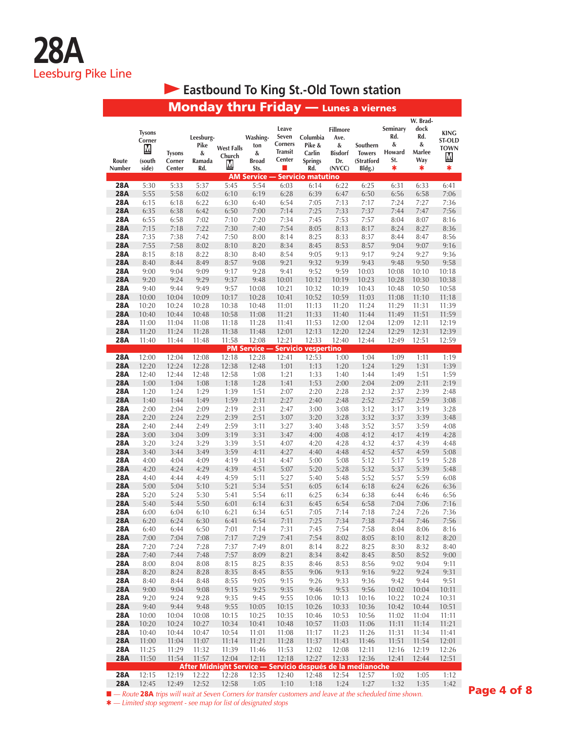# 28A

Leesburg Pike Line

## Eastbound To King St.-Old Town station

### Monday thru Friday — Lunes a viernes

| Route Number | Tysons Corner M (south side) | Tysons Corner Center | Leesburg-Pike & Ramada Rd. | West Falls Church M | Washington & Broad Sts. | Leave Seven Corners Transit Center ■ | Columbia Pike & Carlin Springs Rd. | Fillmore Ave. & Bisdorf Dr. (NVCC) | Southern Towers (Stratford Bldg.) | Seminary Rd. & Howard St. ✱ | W. Braddock Rd. & Marlee Way ✱ | KING ST-OLD TOWN M ✱ |
|---|---|---|---|---|---|---|---|---|---|---|---|---|
| **AM Service — Servicio matutino** | | | | | | | | | | | | |
| 28A | 5:30 | 5:33 | 5:37 | 5:45 | 5:54 | 6:03 | 6:14 | 6:22 | 6:25 | 6:31 | 6:33 | 6:41 |
| 28A | 5:55 | 5:58 | 6:02 | 6:10 | 6:19 | 6:28 | 6:39 | 6:47 | 6:50 | 6:56 | 6:58 | 7:06 |
| 28A | 6:15 | 6:18 | 6:22 | 6:30 | 6:40 | 6:54 | 7:05 | 7:13 | 7:17 | 7:24 | 7:27 | 7:36 |
| 28A | 6:35 | 6:38 | 6:42 | 6:50 | 7:00 | 7:14 | 7:25 | 7:33 | 7:37 | 7:44 | 7:47 | 7:56 |
| 28A | 6:55 | 6:58 | 7:02 | 7:10 | 7:20 | 7:34 | 7:45 | 7:53 | 7:57 | 8:04 | 8:07 | 8:16 |
| 28A | 7:15 | 7:18 | 7:22 | 7:30 | 7:40 | 7:54 | 8:05 | 8:13 | 8:17 | 8:24 | 8:27 | 8:36 |
| 28A | 7:35 | 7:38 | 7:42 | 7:50 | 8:00 | 8:14 | 8:25 | 8:33 | 8:37 | 8:44 | 8:47 | 8:56 |
| 28A | 7:55 | 7:58 | 8:02 | 8:10 | 8:20 | 8:34 | 8:45 | 8:53 | 8:57 | 9:04 | 9:07 | 9:16 |
| 28A | 8:15 | 8:18 | 8:22 | 8:30 | 8:40 | 8:54 | 9:05 | 9:13 | 9:17 | 9:24 | 9:27 | 9:36 |
| 28A | 8:40 | 8:44 | 8:49 | 8:57 | 9:08 | 9:21 | 9:32 | 9:39 | 9:43 | 9:48 | 9:50 | 9:58 |
| 28A | 9:00 | 9:04 | 9:09 | 9:17 | 9:28 | 9:41 | 9:52 | 9:59 | 10:03 | 10:08 | 10:10 | 10:18 |
| 28A | 9:20 | 9:24 | 9:29 | 9:37 | 9:48 | 10:01 | 10:12 | 10:19 | 10:23 | 10:28 | 10:30 | 10:38 |
| 28A | 9:40 | 9:44 | 9:49 | 9:57 | 10:08 | 10:21 | 10:32 | 10:39 | 10:43 | 10:48 | 10:50 | 10:58 |
| 28A | 10:00 | 10:04 | 10:09 | 10:17 | 10:28 | 10:41 | 10:52 | 10:59 | 11:03 | 11:08 | 11:10 | 11:18 |
| 28A | 10:20 | 10:24 | 10:28 | 10:38 | 10:48 | 11:01 | 11:13 | 11:20 | 11:24 | 11:29 | 11:31 | 11:39 |
| 28A | 10:40 | 10:44 | 10:48 | 10:58 | 11:08 | 11:21 | 11:33 | 11:40 | 11:44 | 11:49 | 11:51 | 11:59 |
| 28A | 11:00 | 11:04 | 11:08 | 11:18 | 11:28 | 11:41 | 11:53 | 12:00 | 12:04 | 12:09 | 12:11 | 12:19 |
| 28A | 11:20 | 11:24 | 11:28 | 11:38 | 11:48 | 12:01 | 12:13 | 12:20 | 12:24 | 12:29 | 12:31 | 12:39 |
| 28A | 11:40 | 11:44 | 11:48 | 11:58 | 12:08 | 12:21 | 12:33 | 12:40 | 12:44 | 12:49 | 12:51 | 12:59 |
| **PM Service — Servicio vespertino** | | | | | | | | | | | | |
| 28A | 12:00 | 12:04 | 12:08 | 12:18 | 12:28 | 12:41 | 12:53 | 1:00 | 1:04 | 1:09 | 1:11 | 1:19 |
| 28A | 12:20 | 12:24 | 12:28 | 12:38 | 12:48 | 1:01 | 1:13 | 1:20 | 1:24 | 1:29 | 1:31 | 1:39 |
| 28A | 12:40 | 12:44 | 12:48 | 12:58 | 1:08 | 1:21 | 1:33 | 1:40 | 1:44 | 1:49 | 1:51 | 1:59 |
| 28A | 1:00 | 1:04 | 1:08 | 1:18 | 1:28 | 1:41 | 1:53 | 2:00 | 2:04 | 2:09 | 2:11 | 2:19 |
| 28A | 1:20 | 1:24 | 1:29 | 1:39 | 1:51 | 2:07 | 2:20 | 2:28 | 2:32 | 2:37 | 2:39 | 2:48 |
| 28A | 1:40 | 1:44 | 1:49 | 1:59 | 2:11 | 2:27 | 2:40 | 2:48 | 2:52 | 2:57 | 2:59 | 3:08 |
| 28A | 2:00 | 2:04 | 2:09 | 2:19 | 2:31 | 2:47 | 3:00 | 3:08 | 3:12 | 3:17 | 3:19 | 3:28 |
| 28A | 2:20 | 2:24 | 2:29 | 2:39 | 2:51 | 3:07 | 3:20 | 3:28 | 3:32 | 3:37 | 3:39 | 3:48 |
| 28A | 2:40 | 2:44 | 2:49 | 2:59 | 3:11 | 3:27 | 3:40 | 3:48 | 3:52 | 3:57 | 3:59 | 4:08 |
| 28A | 3:00 | 3:04 | 3:09 | 3:19 | 3:31 | 3:47 | 4:00 | 4:08 | 4:12 | 4:17 | 4:19 | 4:28 |
| 28A | 3:20 | 3:24 | 3:29 | 3:39 | 3:51 | 4:07 | 4:20 | 4:28 | 4:32 | 4:37 | 4:39 | 4:48 |
| 28A | 3:40 | 3:44 | 3:49 | 3:59 | 4:11 | 4:27 | 4:40 | 4:48 | 4:52 | 4:57 | 4:59 | 5:08 |
| 28A | 4:00 | 4:04 | 4:09 | 4:19 | 4:31 | 4:47 | 5:00 | 5:08 | 5:12 | 5:17 | 5:19 | 5:28 |
| 28A | 4:20 | 4:24 | 4:29 | 4:39 | 4:51 | 5:07 | 5:20 | 5:28 | 5:32 | 5:37 | 5:39 | 5:48 |
| 28A | 4:40 | 4:44 | 4:49 | 4:59 | 5:11 | 5:27 | 5:40 | 5:48 | 5:52 | 5:57 | 5:59 | 6:08 |
| 28A | 5:00 | 5:04 | 5:10 | 5:21 | 5:34 | 5:51 | 6:05 | 6:14 | 6:18 | 6:24 | 6:26 | 6:36 |
| 28A | 5:20 | 5:24 | 5:30 | 5:41 | 5:54 | 6:11 | 6:25 | 6:34 | 6:38 | 6:44 | 6:46 | 6:56 |
| 28A | 5:40 | 5:44 | 5:50 | 6:01 | 6:14 | 6:31 | 6:45 | 6:54 | 6:58 | 7:04 | 7:06 | 7:16 |
| 28A | 6:00 | 6:04 | 6:10 | 6:21 | 6:34 | 6:51 | 7:05 | 7:14 | 7:18 | 7:24 | 7:26 | 7:36 |
| 28A | 6:20 | 6:24 | 6:30 | 6:41 | 6:54 | 7:11 | 7:25 | 7:34 | 7:38 | 7:44 | 7:46 | 7:56 |
| 28A | 6:40 | 6:44 | 6:50 | 7:01 | 7:14 | 7:31 | 7:45 | 7:54 | 7:58 | 8:04 | 8:06 | 8:16 |
| 28A | 7:00 | 7:04 | 7:08 | 7:17 | 7:29 | 7:41 | 7:54 | 8:02 | 8:05 | 8:10 | 8:12 | 8:20 |
| 28A | 7:20 | 7:24 | 7:28 | 7:37 | 7:49 | 8:01 | 8:14 | 8:22 | 8:25 | 8:30 | 8:32 | 8:40 |
| 28A | 7:40 | 7:44 | 7:48 | 7:57 | 8:09 | 8:21 | 8:34 | 8:42 | 8:45 | 8:50 | 8:52 | 9:00 |
| 28A | 8:00 | 8:04 | 8:08 | 8:15 | 8:25 | 8:35 | 8:46 | 8:53 | 8:56 | 9:02 | 9:04 | 9:11 |
| 28A | 8:20 | 8:24 | 8:28 | 8:35 | 8:45 | 8:55 | 9:06 | 9:13 | 9:16 | 9:22 | 9:24 | 9:31 |
| 28A | 8:40 | 8:44 | 8:48 | 8:55 | 9:05 | 9:15 | 9:26 | 9:33 | 9:36 | 9:42 | 9:44 | 9:51 |
| 28A | 9:00 | 9:04 | 9:08 | 9:15 | 9:25 | 9:35 | 9:46 | 9:53 | 9:56 | 10:02 | 10:04 | 10:11 |
| 28A | 9:20 | 9:24 | 9:28 | 9:35 | 9:45 | 9:55 | 10:06 | 10:13 | 10:16 | 10:22 | 10:24 | 10:31 |
| 28A | 9:40 | 9:44 | 9:48 | 9:55 | 10:05 | 10:15 | 10:26 | 10:33 | 10:36 | 10:42 | 10:44 | 10:51 |
| 28A | 10:00 | 10:04 | 10:08 | 10:15 | 10:25 | 10:35 | 10:46 | 10:53 | 10:56 | 11:02 | 11:04 | 11:11 |
| 28A | 10:20 | 10:24 | 10:27 | 10:34 | 10:41 | 10:48 | 10:57 | 11:03 | 11:06 | 11:11 | 11:14 | 11:21 |
| 28A | 10:40 | 10:44 | 10:47 | 10:54 | 11:01 | 11:08 | 11:17 | 11:23 | 11:26 | 11:31 | 11:34 | 11:41 |
| 28A | 11:00 | 11:04 | 11:07 | 11:14 | 11:21 | 11:28 | 11:37 | 11:43 | 11:46 | 11:51 | 11:54 | 12:01 |
| 28A | 11:25 | 11:29 | 11:32 | 11:39 | 11:46 | 11:53 | 12:02 | 12:08 | 12:11 | 12:16 | 12:19 | 12:26 |
| 28A | 11:50 | 11:54 | 11:57 | 12:04 | 12:11 | 12:18 | 12:27 | 12:33 | 12:36 | 12:41 | 12:44 | 12:51 |
| **After Midnight Service — Servicio después de la medianoche** | | | | | | | | | | | | |
| 28A | 12:15 | 12:19 | 12:22 | 12:28 | 12:35 | 12:40 | 12:48 | 12:54 | 12:57 | 1:02 | 1:05 | 1:12 |
| 28A | 12:45 | 12:49 | 12:52 | 12:58 | 1:05 | 1:10 | 1:18 | 1:24 | 1:27 | 1:32 | 1:35 | 1:42 |

■ — *Route **28A** trips will wait at Seven Corners for transfer customers and leave at the scheduled time shown.*

✱ — *Limited stop segment - see map for list of designated stops*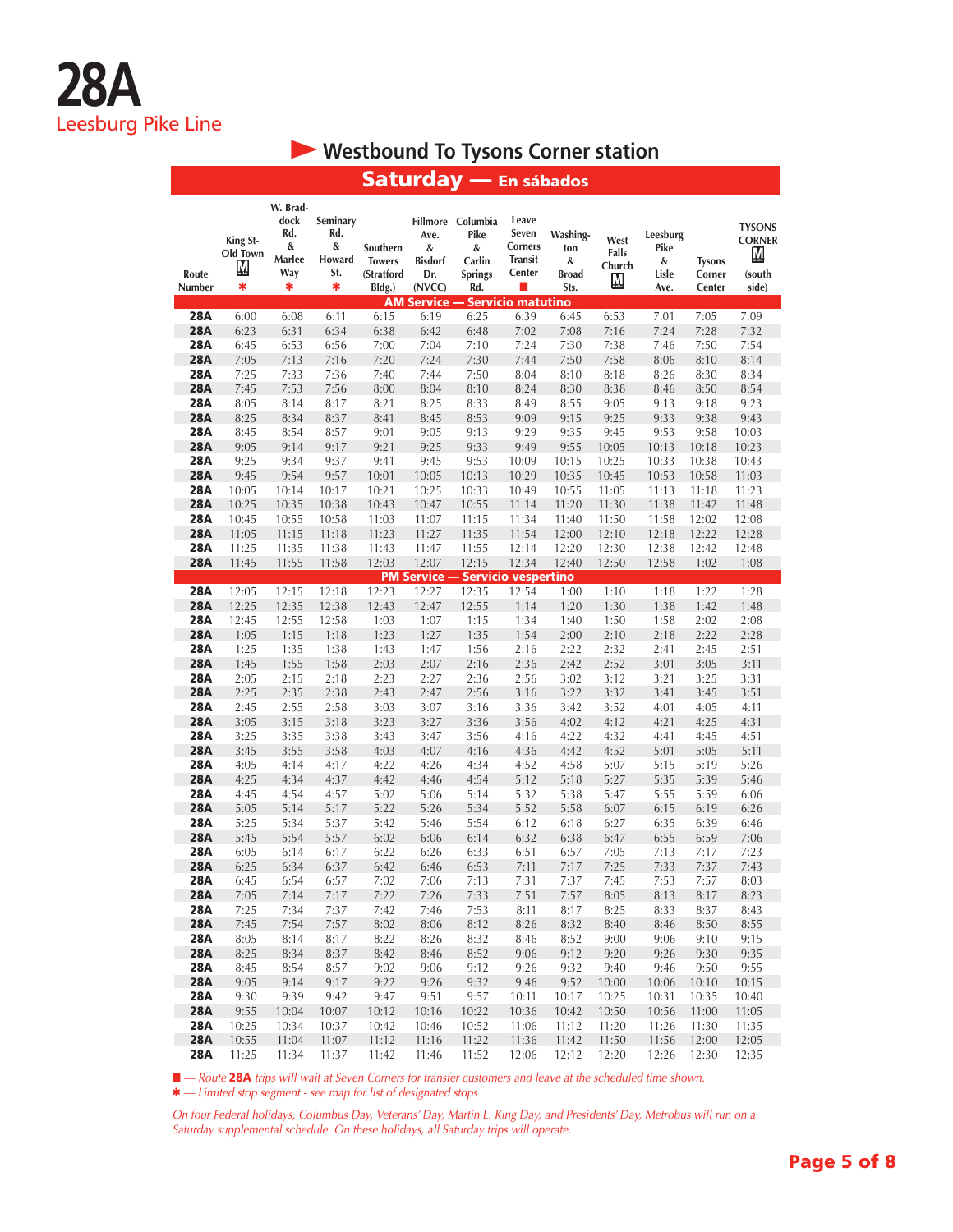# 28A

## Leesburg Pike Line

### Westbound To Tysons Corner station

### Saturday — En sábados

| Route Number | King St-Old Town ✱ | W. Braddock Rd. & Marlee Way ✱ | Seminary Rd. & Howard St. ✱ | Southern Towers (Stratford Bldg.) | Fillmore Ave. & Bisdorf Dr. (NVCC) | Columbia Pike & Carlin Springs Rd. | Leave Seven Corners Transit Center ■ | Washington & Broad Sts. | West Falls Church | Leesburg Pike & Lisle Ave. | Tysons Corner Center | TYSONS CORNER (south side) |
|---|---|---|---|---|---|---|---|---|---|---|---|---|
| **AM Service — Servicio matutino** | | | | | | | | | | | | |
| 28A | 6:00 | 6:08 | 6:11 | 6:15 | 6:19 | 6:25 | 6:39 | 6:45 | 6:53 | 7:01 | 7:05 | 7:09 |
| 28A | 6:23 | 6:31 | 6:34 | 6:38 | 6:42 | 6:48 | 7:02 | 7:08 | 7:16 | 7:24 | 7:28 | 7:32 |
| 28A | 6:45 | 6:53 | 6:56 | 7:00 | 7:04 | 7:10 | 7:24 | 7:30 | 7:38 | 7:46 | 7:50 | 7:54 |
| 28A | 7:05 | 7:13 | 7:16 | 7:20 | 7:24 | 7:30 | 7:44 | 7:50 | 7:58 | 8:06 | 8:10 | 8:14 |
| 28A | 7:25 | 7:33 | 7:36 | 7:40 | 7:44 | 7:50 | 8:04 | 8:10 | 8:18 | 8:26 | 8:30 | 8:34 |
| 28A | 7:45 | 7:53 | 7:56 | 8:00 | 8:04 | 8:10 | 8:24 | 8:30 | 8:38 | 8:46 | 8:50 | 8:54 |
| 28A | 8:05 | 8:14 | 8:17 | 8:21 | 8:25 | 8:33 | 8:49 | 8:55 | 9:05 | 9:13 | 9:18 | 9:23 |
| 28A | 8:25 | 8:34 | 8:37 | 8:41 | 8:45 | 8:53 | 9:09 | 9:15 | 9:25 | 9:33 | 9:38 | 9:43 |
| 28A | 8:45 | 8:54 | 8:57 | 9:01 | 9:05 | 9:13 | 9:29 | 9:35 | 9:45 | 9:53 | 9:58 | 10:03 |
| 28A | 9:05 | 9:14 | 9:17 | 9:21 | 9:25 | 9:33 | 9:49 | 9:55 | 10:05 | 10:13 | 10:18 | 10:23 |
| 28A | 9:25 | 9:34 | 9:37 | 9:41 | 9:45 | 9:53 | 10:09 | 10:15 | 10:25 | 10:33 | 10:38 | 10:43 |
| 28A | 9:45 | 9:54 | 9:57 | 10:01 | 10:05 | 10:13 | 10:29 | 10:35 | 10:45 | 10:53 | 10:58 | 11:03 |
| 28A | 10:05 | 10:14 | 10:17 | 10:21 | 10:25 | 10:33 | 10:49 | 10:55 | 11:05 | 11:13 | 11:18 | 11:23 |
| 28A | 10:25 | 10:35 | 10:38 | 10:43 | 10:47 | 10:55 | 11:14 | 11:20 | 11:30 | 11:38 | 11:42 | 11:48 |
| 28A | 10:45 | 10:55 | 10:58 | 11:03 | 11:07 | 11:15 | 11:34 | 11:40 | 11:50 | 11:58 | 12:02 | 12:08 |
| 28A | 11:05 | 11:15 | 11:18 | 11:23 | 11:27 | 11:35 | 11:54 | 12:00 | 12:10 | 12:18 | 12:22 | 12:28 |
| 28A | 11:25 | 11:35 | 11:38 | 11:43 | 11:47 | 11:55 | 12:14 | 12:20 | 12:30 | 12:38 | 12:42 | 12:48 |
| 28A | 11:45 | 11:55 | 11:58 | 12:03 | 12:07 | 12:15 | 12:34 | 12:40 | 12:50 | 12:58 | 1:02 | 1:08 |
| **PM Service — Servicio vespertino** | | | | | | | | | | | | |
| 28A | 12:05 | 12:15 | 12:18 | 12:23 | 12:27 | 12:35 | 12:54 | 1:00 | 1:10 | 1:18 | 1:22 | 1:28 |
| 28A | 12:25 | 12:35 | 12:38 | 12:43 | 12:47 | 12:55 | 1:14 | 1:20 | 1:30 | 1:38 | 1:42 | 1:48 |
| 28A | 12:45 | 12:55 | 12:58 | 1:03 | 1:07 | 1:15 | 1:34 | 1:40 | 1:50 | 1:58 | 2:02 | 2:08 |
| 28A | 1:05 | 1:15 | 1:18 | 1:23 | 1:27 | 1:35 | 1:54 | 2:00 | 2:10 | 2:18 | 2:22 | 2:28 |
| 28A | 1:25 | 1:35 | 1:38 | 1:43 | 1:47 | 1:56 | 2:16 | 2:22 | 2:32 | 2:41 | 2:45 | 2:51 |
| 28A | 1:45 | 1:55 | 1:58 | 2:03 | 2:07 | 2:16 | 2:36 | 2:42 | 2:52 | 3:01 | 3:05 | 3:11 |
| 28A | 2:05 | 2:15 | 2:18 | 2:23 | 2:27 | 2:36 | 2:56 | 3:02 | 3:12 | 3:21 | 3:25 | 3:31 |
| 28A | 2:25 | 2:35 | 2:38 | 2:43 | 2:47 | 2:56 | 3:16 | 3:22 | 3:32 | 3:41 | 3:45 | 3:51 |
| 28A | 2:45 | 2:55 | 2:58 | 3:03 | 3:07 | 3:16 | 3:36 | 3:42 | 3:52 | 4:01 | 4:05 | 4:11 |
| 28A | 3:05 | 3:15 | 3:18 | 3:23 | 3:27 | 3:36 | 3:56 | 4:02 | 4:12 | 4:21 | 4:25 | 4:31 |
| 28A | 3:25 | 3:35 | 3:38 | 3:43 | 3:47 | 3:56 | 4:16 | 4:22 | 4:32 | 4:41 | 4:45 | 4:51 |
| 28A | 3:45 | 3:55 | 3:58 | 4:03 | 4:07 | 4:16 | 4:36 | 4:42 | 4:52 | 5:01 | 5:05 | 5:11 |
| 28A | 4:05 | 4:14 | 4:17 | 4:22 | 4:26 | 4:34 | 4:52 | 4:58 | 5:07 | 5:15 | 5:19 | 5:26 |
| 28A | 4:25 | 4:34 | 4:37 | 4:42 | 4:46 | 4:54 | 5:12 | 5:18 | 5:27 | 5:35 | 5:39 | 5:46 |
| 28A | 4:45 | 4:54 | 4:57 | 5:02 | 5:06 | 5:14 | 5:32 | 5:38 | 5:47 | 5:55 | 5:59 | 6:06 |
| 28A | 5:05 | 5:14 | 5:17 | 5:22 | 5:26 | 5:34 | 5:52 | 5:58 | 6:07 | 6:15 | 6:19 | 6:26 |
| 28A | 5:25 | 5:34 | 5:37 | 5:42 | 5:46 | 5:54 | 6:12 | 6:18 | 6:27 | 6:35 | 6:39 | 6:46 |
| 28A | 5:45 | 5:54 | 5:57 | 6:02 | 6:06 | 6:14 | 6:32 | 6:38 | 6:47 | 6:55 | 6:59 | 7:06 |
| 28A | 6:05 | 6:14 | 6:17 | 6:22 | 6:26 | 6:33 | 6:51 | 6:57 | 7:05 | 7:13 | 7:17 | 7:23 |
| 28A | 6:25 | 6:34 | 6:37 | 6:42 | 6:46 | 6:53 | 7:11 | 7:17 | 7:25 | 7:33 | 7:37 | 7:43 |
| 28A | 6:45 | 6:54 | 6:57 | 7:02 | 7:06 | 7:13 | 7:31 | 7:37 | 7:45 | 7:53 | 7:57 | 8:03 |
| 28A | 7:05 | 7:14 | 7:17 | 7:22 | 7:26 | 7:33 | 7:51 | 7:57 | 8:05 | 8:13 | 8:17 | 8:23 |
| 28A | 7:25 | 7:34 | 7:37 | 7:42 | 7:46 | 7:53 | 8:11 | 8:17 | 8:25 | 8:33 | 8:37 | 8:43 |
| 28A | 7:45 | 7:54 | 7:57 | 8:02 | 8:06 | 8:12 | 8:26 | 8:32 | 8:40 | 8:46 | 8:50 | 8:55 |
| 28A | 8:05 | 8:14 | 8:17 | 8:22 | 8:26 | 8:32 | 8:46 | 8:52 | 9:00 | 9:06 | 9:10 | 9:15 |
| 28A | 8:25 | 8:34 | 8:37 | 8:42 | 8:46 | 8:52 | 9:06 | 9:12 | 9:20 | 9:26 | 9:30 | 9:35 |
| 28A | 8:45 | 8:54 | 8:57 | 9:02 | 9:06 | 9:12 | 9:26 | 9:32 | 9:40 | 9:46 | 9:50 | 9:55 |
| 28A | 9:05 | 9:14 | 9:17 | 9:22 | 9:26 | 9:32 | 9:46 | 9:52 | 10:00 | 10:06 | 10:10 | 10:15 |
| 28A | 9:30 | 9:39 | 9:42 | 9:47 | 9:51 | 9:57 | 10:11 | 10:17 | 10:25 | 10:31 | 10:35 | 10:40 |
| 28A | 9:55 | 10:04 | 10:07 | 10:12 | 10:16 | 10:22 | 10:36 | 10:42 | 10:50 | 10:56 | 11:00 | 11:05 |
| 28A | 10:25 | 10:34 | 10:37 | 10:42 | 10:46 | 10:52 | 11:06 | 11:12 | 11:20 | 11:26 | 11:30 | 11:35 |
| 28A | 10:55 | 11:04 | 11:07 | 11:12 | 11:16 | 11:22 | 11:36 | 11:42 | 11:50 | 11:56 | 12:00 | 12:05 |
| 28A | 11:25 | 11:34 | 11:37 | 11:42 | 11:46 | 11:52 | 12:06 | 12:12 | 12:20 | 12:26 | 12:30 | 12:35 |

■ — *Route **28A** trips will wait at Seven Corners for transfer customers and leave at the scheduled time shown.*

✱ — *Limited stop segment - see map for list of designated stops*

*On four Federal holidays, Columbus Day, Veterans' Day, Martin L. King Day, and Presidents' Day, Metrobus will run on a Saturday supplemental schedule. On these holidays, all Saturday trips will operate.*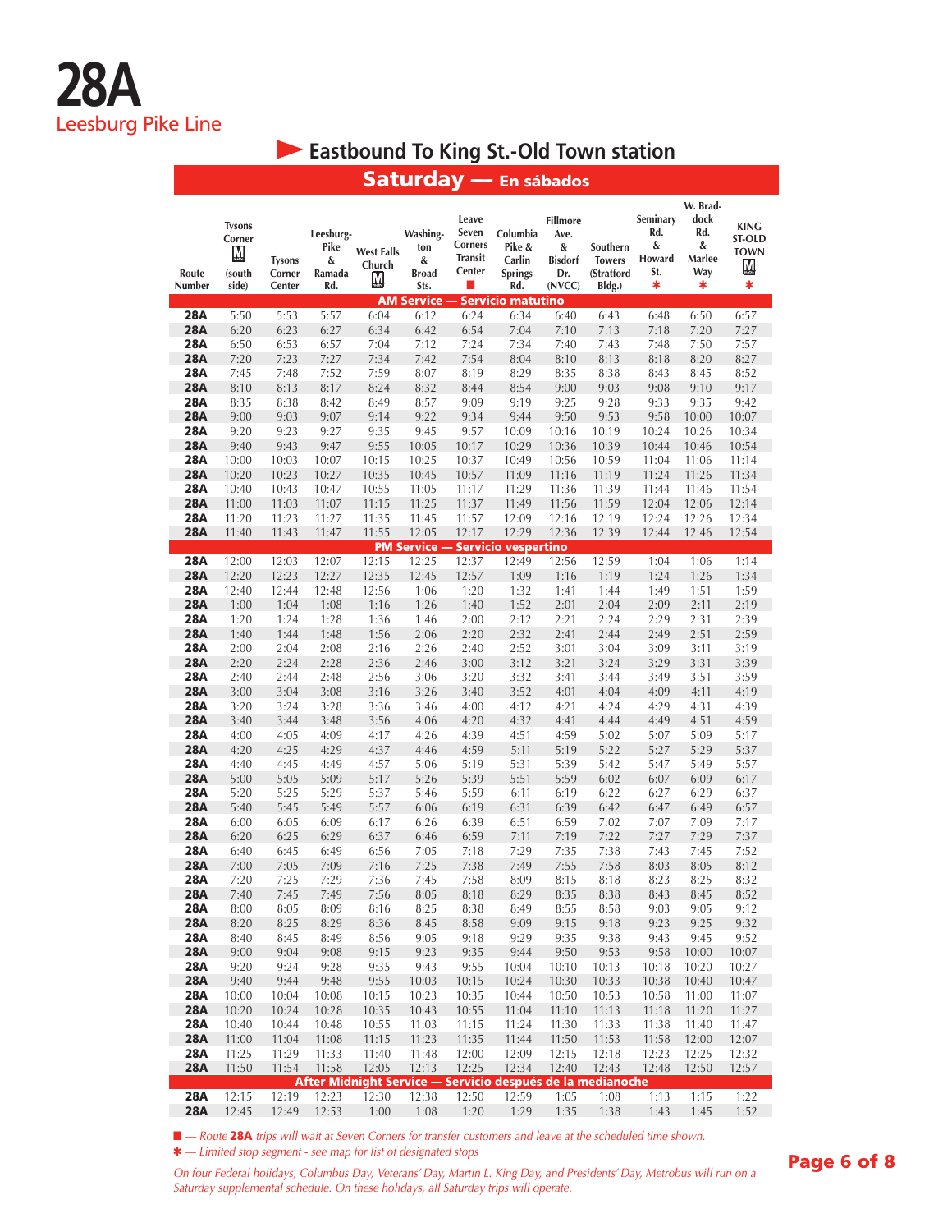# 28A

## Leesburg Pike Line

### Eastbound To King St.-Old Town station

### Saturday — En sábados

| Route Number | Tysons Corner Ⓜ (south side) | Tysons Corner Center | Leesburg-Pike & Ramada Rd. | West Falls Church Ⓜ | Washington & Broad Sts. | Leave Seven Corners Transit Center ■ | Columbia Pike & Carlin Springs Rd. | Fillmore Ave. & Bisdorf Dr. (NVCC) | Southern Towers (Stratford Bldg.) | Seminary Rd. & Howard St. ✱ | W. Braddock Rd. & Marlee Way ✱ | KING ST-OLD TOWN Ⓜ ✱ |
|---|---|---|---|---|---|---|---|---|---|---|---|---|
| **AM Service — Servicio matutino** | | | | | | | | | | | | |
| 28A | 5:50 | 5:53 | 5:57 | 6:04 | 6:12 | 6:24 | 6:34 | 6:40 | 6:43 | 6:48 | 6:50 | 6:57 |
| 28A | 6:20 | 6:23 | 6:27 | 6:34 | 6:42 | 6:54 | 7:04 | 7:10 | 7:13 | 7:18 | 7:20 | 7:27 |
| 28A | 6:50 | 6:53 | 6:57 | 7:04 | 7:12 | 7:24 | 7:34 | 7:40 | 7:43 | 7:48 | 7:50 | 7:57 |
| 28A | 7:20 | 7:23 | 7:27 | 7:34 | 7:42 | 7:54 | 8:04 | 8:10 | 8:13 | 8:18 | 8:20 | 8:27 |
| 28A | 7:45 | 7:48 | 7:52 | 7:59 | 8:07 | 8:19 | 8:29 | 8:35 | 8:38 | 8:43 | 8:45 | 8:52 |
| 28A | 8:10 | 8:13 | 8:17 | 8:24 | 8:32 | 8:44 | 8:54 | 9:00 | 9:03 | 9:08 | 9:10 | 9:17 |
| 28A | 8:35 | 8:38 | 8:42 | 8:49 | 8:57 | 9:09 | 9:19 | 9:25 | 9:28 | 9:33 | 9:35 | 9:42 |
| 28A | 9:00 | 9:03 | 9:07 | 9:14 | 9:22 | 9:34 | 9:44 | 9:50 | 9:53 | 9:58 | 10:00 | 10:07 |
| 28A | 9:20 | 9:23 | 9:27 | 9:35 | 9:45 | 9:57 | 10:09 | 10:16 | 10:19 | 10:24 | 10:26 | 10:34 |
| 28A | 9:40 | 9:43 | 9:47 | 9:55 | 10:05 | 10:17 | 10:29 | 10:36 | 10:39 | 10:44 | 10:46 | 10:54 |
| 28A | 10:00 | 10:03 | 10:07 | 10:15 | 10:25 | 10:37 | 10:49 | 10:56 | 10:59 | 11:04 | 11:06 | 11:14 |
| 28A | 10:20 | 10:23 | 10:27 | 10:35 | 10:45 | 10:57 | 11:09 | 11:16 | 11:19 | 11:24 | 11:26 | 11:34 |
| 28A | 10:40 | 10:43 | 10:47 | 10:55 | 11:05 | 11:17 | 11:29 | 11:36 | 11:39 | 11:44 | 11:46 | 11:54 |
| 28A | 11:00 | 11:03 | 11:07 | 11:15 | 11:25 | 11:37 | 11:49 | 11:56 | 11:59 | 12:04 | 12:06 | 12:14 |
| 28A | 11:20 | 11:23 | 11:27 | 11:35 | 11:45 | 11:57 | 12:09 | 12:16 | 12:19 | 12:24 | 12:26 | 12:34 |
| 28A | 11:40 | 11:43 | 11:47 | 11:55 | 12:05 | 12:17 | 12:29 | 12:36 | 12:39 | 12:44 | 12:46 | 12:54 |
| **PM Service — Servicio vespertino** | | | | | | | | | | | | |
| 28A | 12:00 | 12:03 | 12:07 | 12:15 | 12:25 | 12:37 | 12:49 | 12:56 | 12:59 | 1:04 | 1:06 | 1:14 |
| 28A | 12:20 | 12:23 | 12:27 | 12:35 | 12:45 | 12:57 | 1:09 | 1:16 | 1:19 | 1:24 | 1:26 | 1:34 |
| 28A | 12:40 | 12:44 | 12:48 | 12:56 | 1:06 | 1:20 | 1:32 | 1:41 | 1:44 | 1:49 | 1:51 | 1:59 |
| 28A | 1:00 | 1:04 | 1:08 | 1:16 | 1:26 | 1:40 | 1:52 | 2:01 | 2:04 | 2:09 | 2:11 | 2:19 |
| 28A | 1:20 | 1:24 | 1:28 | 1:36 | 1:46 | 2:00 | 2:12 | 2:21 | 2:24 | 2:29 | 2:31 | 2:39 |
| 28A | 1:40 | 1:44 | 1:48 | 1:56 | 2:06 | 2:20 | 2:32 | 2:41 | 2:44 | 2:49 | 2:51 | 2:59 |
| 28A | 2:00 | 2:04 | 2:08 | 2:16 | 2:26 | 2:40 | 2:52 | 3:01 | 3:04 | 3:09 | 3:11 | 3:19 |
| 28A | 2:20 | 2:24 | 2:28 | 2:36 | 2:46 | 3:00 | 3:12 | 3:21 | 3:24 | 3:29 | 3:31 | 3:39 |
| 28A | 2:40 | 2:44 | 2:48 | 2:56 | 3:06 | 3:20 | 3:32 | 3:41 | 3:44 | 3:49 | 3:51 | 3:59 |
| 28A | 3:00 | 3:04 | 3:08 | 3:16 | 3:26 | 3:40 | 3:52 | 4:01 | 4:04 | 4:09 | 4:11 | 4:19 |
| 28A | 3:20 | 3:24 | 3:28 | 3:36 | 3:46 | 4:00 | 4:12 | 4:21 | 4:24 | 4:29 | 4:31 | 4:39 |
| 28A | 3:40 | 3:44 | 3:48 | 3:56 | 4:06 | 4:20 | 4:32 | 4:41 | 4:44 | 4:49 | 4:51 | 4:59 |
| 28A | 4:00 | 4:05 | 4:09 | 4:17 | 4:26 | 4:39 | 4:51 | 4:59 | 5:02 | 5:07 | 5:09 | 5:17 |
| 28A | 4:20 | 4:25 | 4:29 | 4:37 | 4:46 | 4:59 | 5:11 | 5:19 | 5:22 | 5:27 | 5:29 | 5:37 |
| 28A | 4:40 | 4:45 | 4:49 | 4:57 | 5:06 | 5:19 | 5:31 | 5:39 | 5:42 | 5:47 | 5:49 | 5:57 |
| 28A | 5:00 | 5:05 | 5:09 | 5:17 | 5:26 | 5:39 | 5:51 | 5:59 | 6:02 | 6:07 | 6:09 | 6:17 |
| 28A | 5:20 | 5:25 | 5:29 | 5:37 | 5:46 | 5:59 | 6:11 | 6:19 | 6:22 | 6:27 | 6:29 | 6:37 |
| 28A | 5:40 | 5:45 | 5:49 | 5:57 | 6:06 | 6:19 | 6:31 | 6:39 | 6:42 | 6:47 | 6:49 | 6:57 |
| 28A | 6:00 | 6:05 | 6:09 | 6:17 | 6:26 | 6:39 | 6:51 | 6:59 | 7:02 | 7:07 | 7:09 | 7:17 |
| 28A | 6:20 | 6:25 | 6:29 | 6:37 | 6:46 | 6:59 | 7:11 | 7:19 | 7:22 | 7:27 | 7:29 | 7:37 |
| 28A | 6:40 | 6:45 | 6:49 | 6:56 | 7:05 | 7:18 | 7:29 | 7:35 | 7:38 | 7:43 | 7:45 | 7:52 |
| 28A | 7:00 | 7:05 | 7:09 | 7:16 | 7:25 | 7:38 | 7:49 | 7:55 | 7:58 | 8:03 | 8:05 | 8:12 |
| 28A | 7:20 | 7:25 | 7:29 | 7:36 | 7:45 | 7:58 | 8:09 | 8:15 | 8:18 | 8:23 | 8:25 | 8:32 |
| 28A | 7:40 | 7:45 | 7:49 | 7:56 | 8:05 | 8:18 | 8:29 | 8:35 | 8:38 | 8:43 | 8:45 | 8:52 |
| 28A | 8:00 | 8:05 | 8:09 | 8:16 | 8:25 | 8:38 | 8:49 | 8:55 | 8:58 | 9:03 | 9:05 | 9:12 |
| 28A | 8:20 | 8:25 | 8:29 | 8:36 | 8:45 | 8:58 | 9:09 | 9:15 | 9:18 | 9:23 | 9:25 | 9:32 |
| 28A | 8:40 | 8:45 | 8:49 | 8:56 | 9:05 | 9:18 | 9:29 | 9:35 | 9:38 | 9:43 | 9:45 | 9:52 |
| 28A | 9:00 | 9:04 | 9:08 | 9:15 | 9:23 | 9:35 | 9:44 | 9:50 | 9:53 | 9:58 | 10:00 | 10:07 |
| 28A | 9:20 | 9:24 | 9:28 | 9:35 | 9:43 | 9:55 | 10:04 | 10:10 | 10:13 | 10:18 | 10:20 | 10:27 |
| 28A | 9:40 | 9:44 | 9:48 | 9:55 | 10:03 | 10:15 | 10:24 | 10:30 | 10:33 | 10:38 | 10:40 | 10:47 |
| 28A | 10:00 | 10:04 | 10:08 | 10:15 | 10:23 | 10:35 | 10:44 | 10:50 | 10:53 | 10:58 | 11:00 | 11:07 |
| 28A | 10:20 | 10:24 | 10:28 | 10:35 | 10:43 | 10:55 | 11:04 | 11:10 | 11:13 | 11:18 | 11:20 | 11:27 |
| 28A | 10:40 | 10:44 | 10:48 | 10:55 | 11:03 | 11:15 | 11:24 | 11:30 | 11:33 | 11:38 | 11:40 | 11:47 |
| 28A | 11:00 | 11:04 | 11:08 | 11:15 | 11:23 | 11:35 | 11:44 | 11:50 | 11:53 | 11:58 | 12:00 | 12:07 |
| 28A | 11:25 | 11:29 | 11:33 | 11:40 | 11:48 | 12:00 | 12:09 | 12:15 | 12:18 | 12:23 | 12:25 | 12:32 |
| 28A | 11:50 | 11:54 | 11:58 | 12:05 | 12:13 | 12:25 | 12:34 | 12:40 | 12:43 | 12:48 | 12:50 | 12:57 |
| **After Midnight Service — Servicio después de la medianoche** | | | | | | | | | | | | |
| 28A | 12:15 | 12:19 | 12:23 | 12:30 | 12:38 | 12:50 | 12:59 | 1:05 | 1:08 | 1:13 | 1:15 | 1:22 |
| 28A | 12:45 | 12:49 | 12:53 | 1:00 | 1:08 | 1:20 | 1:29 | 1:35 | 1:38 | 1:43 | 1:45 | 1:52 |

■ — *Route* ***28A*** *trips will wait at Seven Corners for transfer customers and leave at the scheduled time shown.*

✱ — *Limited stop segment - see map for list of designated stops*

*On four Federal holidays, Columbus Day, Veterans' Day, Martin L. King Day, and Presidents' Day, Metrobus will run on a Saturday supplemental schedule. On these holidays, all Saturday trips will operate.*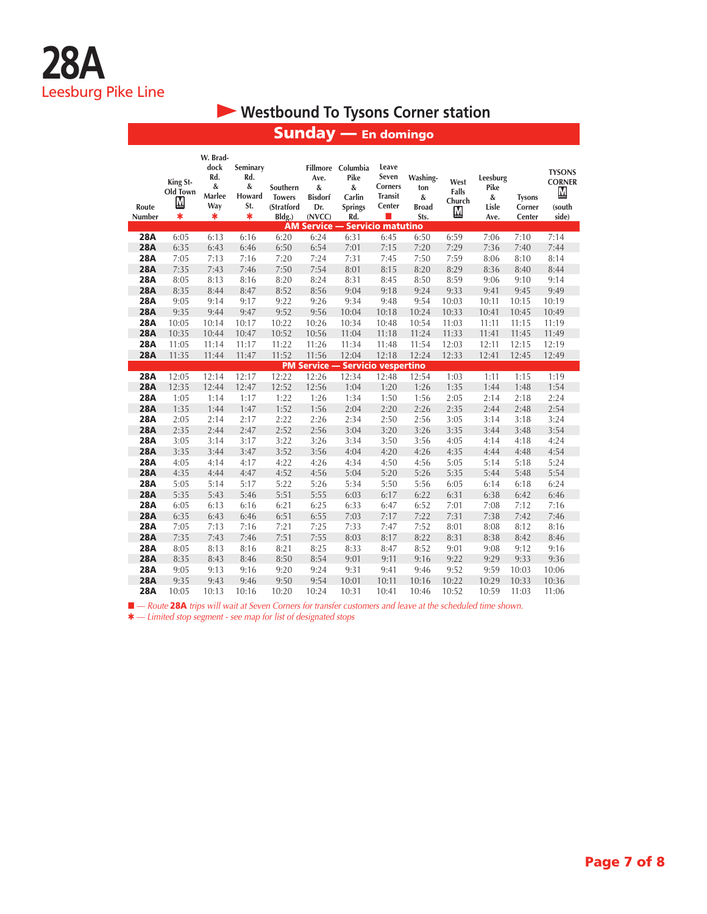# 28A

Leesburg Pike Line

## Westbound To Tysons Corner station

### Sunday — En domingo

| Route Number | King St-Old Town Ⓜ * | W. Braddock Rd. & Marlee Way * | Seminary Rd. & Howard St. * | Southern Towers (Stratford Bldg.) | Fillmore Ave. & Bisdorf Dr. (NVCC) | Columbia Pike & Carlin Springs Rd. | Leave Seven Corners Transit Center ■ | Washington & Broad Sts. | West Falls Church Ⓜ | Leesburg Pike & Lisle Ave. | Tysons Corner Center | TYSONS CORNER Ⓜ (south side) |
|---|---|---|---|---|---|---|---|---|---|---|---|---|
| **AM Service — Servicio matutino** | | | | | | | | | | | | |
| 28A | 6:05 | 6:13 | 6:16 | 6:20 | 6:24 | 6:31 | 6:45 | 6:50 | 6:59 | 7:06 | 7:10 | 7:14 |
| 28A | 6:35 | 6:43 | 6:46 | 6:50 | 6:54 | 7:01 | 7:15 | 7:20 | 7:29 | 7:36 | 7:40 | 7:44 |
| 28A | 7:05 | 7:13 | 7:16 | 7:20 | 7:24 | 7:31 | 7:45 | 7:50 | 7:59 | 8:06 | 8:10 | 8:14 |
| 28A | 7:35 | 7:43 | 7:46 | 7:50 | 7:54 | 8:01 | 8:15 | 8:20 | 8:29 | 8:36 | 8:40 | 8:44 |
| 28A | 8:05 | 8:13 | 8:16 | 8:20 | 8:24 | 8:31 | 8:45 | 8:50 | 8:59 | 9:06 | 9:10 | 9:14 |
| 28A | 8:35 | 8:44 | 8:47 | 8:52 | 8:56 | 9:04 | 9:18 | 9:24 | 9:33 | 9:41 | 9:45 | 9:49 |
| 28A | 9:05 | 9:14 | 9:17 | 9:22 | 9:26 | 9:34 | 9:48 | 9:54 | 10:03 | 10:11 | 10:15 | 10:19 |
| 28A | 9:35 | 9:44 | 9:47 | 9:52 | 9:56 | 10:04 | 10:18 | 10:24 | 10:33 | 10:41 | 10:45 | 10:49 |
| 28A | 10:05 | 10:14 | 10:17 | 10:22 | 10:26 | 10:34 | 10:48 | 10:54 | 11:03 | 11:11 | 11:15 | 11:19 |
| 28A | 10:35 | 10:44 | 10:47 | 10:52 | 10:56 | 11:04 | 11:18 | 11:24 | 11:33 | 11:41 | 11:45 | 11:49 |
| 28A | 11:05 | 11:14 | 11:17 | 11:22 | 11:26 | 11:34 | 11:48 | 11:54 | 12:03 | 12:11 | 12:15 | 12:19 |
| 28A | 11:35 | 11:44 | 11:47 | 11:52 | 11:56 | 12:04 | 12:18 | 12:24 | 12:33 | 12:41 | 12:45 | 12:49 |
| **PM Service — Servicio vespertino** | | | | | | | | | | | | |
| 28A | 12:05 | 12:14 | 12:17 | 12:22 | 12:26 | 12:34 | 12:48 | 12:54 | 1:03 | 1:11 | 1:15 | 1:19 |
| 28A | 12:35 | 12:44 | 12:47 | 12:52 | 12:56 | 1:04 | 1:20 | 1:26 | 1:35 | 1:44 | 1:48 | 1:54 |
| 28A | 1:05 | 1:14 | 1:17 | 1:22 | 1:26 | 1:34 | 1:50 | 1:56 | 2:05 | 2:14 | 2:18 | 2:24 |
| 28A | 1:35 | 1:44 | 1:47 | 1:52 | 1:56 | 2:04 | 2:20 | 2:26 | 2:35 | 2:44 | 2:48 | 2:54 |
| 28A | 2:05 | 2:14 | 2:17 | 2:22 | 2:26 | 2:34 | 2:50 | 2:56 | 3:05 | 3:14 | 3:18 | 3:24 |
| 28A | 2:35 | 2:44 | 2:47 | 2:52 | 2:56 | 3:04 | 3:20 | 3:26 | 3:35 | 3:44 | 3:48 | 3:54 |
| 28A | 3:05 | 3:14 | 3:17 | 3:22 | 3:26 | 3:34 | 3:50 | 3:56 | 4:05 | 4:14 | 4:18 | 4:24 |
| 28A | 3:35 | 3:44 | 3:47 | 3:52 | 3:56 | 4:04 | 4:20 | 4:26 | 4:35 | 4:44 | 4:48 | 4:54 |
| 28A | 4:05 | 4:14 | 4:17 | 4:22 | 4:26 | 4:34 | 4:50 | 4:56 | 5:05 | 5:14 | 5:18 | 5:24 |
| 28A | 4:35 | 4:44 | 4:47 | 4:52 | 4:56 | 5:04 | 5:20 | 5:26 | 5:35 | 5:44 | 5:48 | 5:54 |
| 28A | 5:05 | 5:14 | 5:17 | 5:22 | 5:26 | 5:34 | 5:50 | 5:56 | 6:05 | 6:14 | 6:18 | 6:24 |
| 28A | 5:35 | 5:43 | 5:46 | 5:51 | 5:55 | 6:03 | 6:17 | 6:22 | 6:31 | 6:38 | 6:42 | 6:46 |
| 28A | 6:05 | 6:13 | 6:16 | 6:21 | 6:25 | 6:33 | 6:47 | 6:52 | 7:01 | 7:08 | 7:12 | 7:16 |
| 28A | 6:35 | 6:43 | 6:46 | 6:51 | 6:55 | 7:03 | 7:17 | 7:22 | 7:31 | 7:38 | 7:42 | 7:46 |
| 28A | 7:05 | 7:13 | 7:16 | 7:21 | 7:25 | 7:33 | 7:47 | 7:52 | 8:01 | 8:08 | 8:12 | 8:16 |
| 28A | 7:35 | 7:43 | 7:46 | 7:51 | 7:55 | 8:03 | 8:17 | 8:22 | 8:31 | 8:38 | 8:42 | 8:46 |
| 28A | 8:05 | 8:13 | 8:16 | 8:21 | 8:25 | 8:33 | 8:47 | 8:52 | 9:01 | 9:08 | 9:12 | 9:16 |
| 28A | 8:35 | 8:43 | 8:46 | 8:50 | 8:54 | 9:01 | 9:11 | 9:16 | 9:22 | 9:29 | 9:33 | 9:36 |
| 28A | 9:05 | 9:13 | 9:16 | 9:20 | 9:24 | 9:31 | 9:41 | 9:46 | 9:52 | 9:59 | 10:03 | 10:06 |
| 28A | 9:35 | 9:43 | 9:46 | 9:50 | 9:54 | 10:01 | 10:11 | 10:16 | 10:22 | 10:29 | 10:33 | 10:36 |
| 28A | 10:05 | 10:13 | 10:16 | 10:20 | 10:24 | 10:31 | 10:41 | 10:46 | 10:52 | 10:59 | 11:03 | 11:06 |

■ — *Route **28A** trips will wait at Seven Corners for transfer customers and leave at the scheduled time shown.*

* — *Limited stop segment - see map for list of designated stops*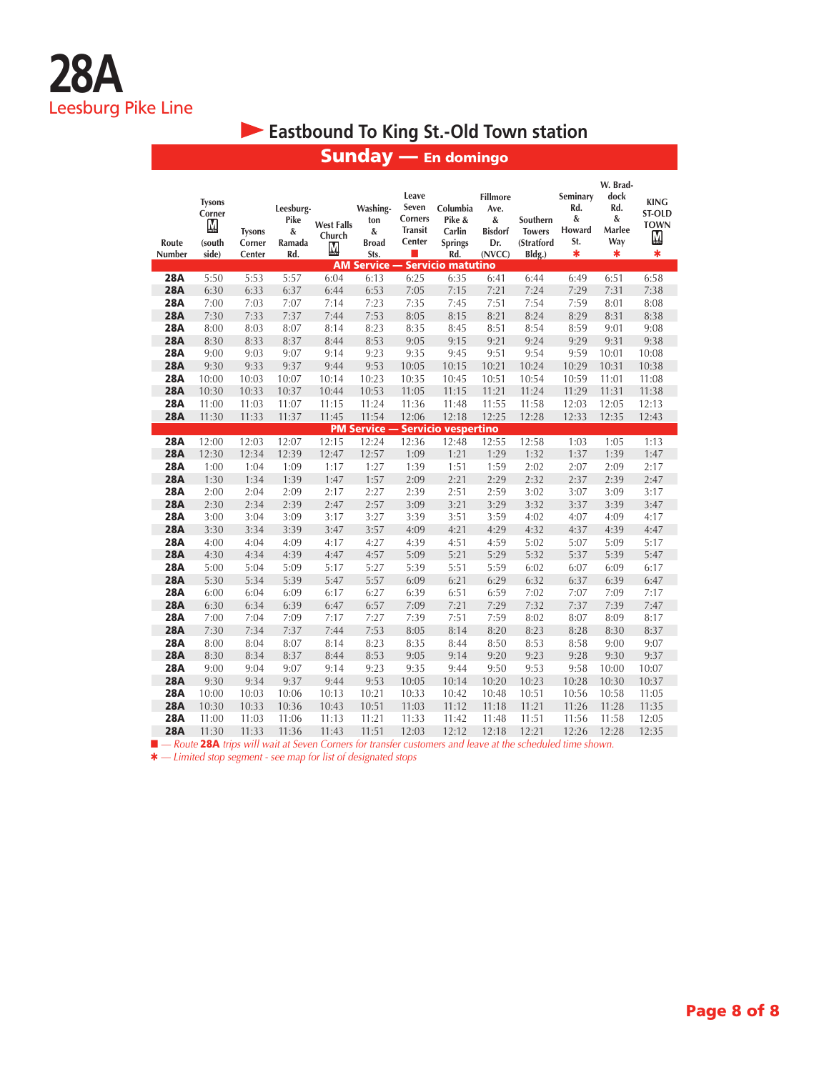# 28A
Leesburg Pike Line

## Eastbound To King St.-Old Town station

### Sunday — En domingo

| Route Number | Tysons Corner M (south side) | Tysons Corner Center | Leesburg-Pike & Ramada Rd. | West Falls Church M | Washington & Broad Sts. | Leave Seven Corners Transit Center ■ | Columbia Pike & Carlin Springs Rd. | Fillmore Ave. & Bisdorf Dr. (NVCC) | Southern Towers (Stratford Bldg.) | Seminary Rd. & Howard St. ✱ | W. Braddock Rd. & Marlee Way ✱ | KING ST-OLD TOWN M ✱ |
|---|---|---|---|---|---|---|---|---|---|---|---|---|
| **AM Service — Servicio matutino** | | | | | | | | | | | | |
| 28A | 5:50 | 5:53 | 5:57 | 6:04 | 6:13 | 6:25 | 6:35 | 6:41 | 6:44 | 6:49 | 6:51 | 6:58 |
| 28A | 6:30 | 6:33 | 6:37 | 6:44 | 6:53 | 7:05 | 7:15 | 7:21 | 7:24 | 7:29 | 7:31 | 7:38 |
| 28A | 7:00 | 7:03 | 7:07 | 7:14 | 7:23 | 7:35 | 7:45 | 7:51 | 7:54 | 7:59 | 8:01 | 8:08 |
| 28A | 7:30 | 7:33 | 7:37 | 7:44 | 7:53 | 8:05 | 8:15 | 8:21 | 8:24 | 8:29 | 8:31 | 8:38 |
| 28A | 8:00 | 8:03 | 8:07 | 8:14 | 8:23 | 8:35 | 8:45 | 8:51 | 8:54 | 8:59 | 9:01 | 9:08 |
| 28A | 8:30 | 8:33 | 8:37 | 8:44 | 8:53 | 9:05 | 9:15 | 9:21 | 9:24 | 9:29 | 9:31 | 9:38 |
| 28A | 9:00 | 9:03 | 9:07 | 9:14 | 9:23 | 9:35 | 9:45 | 9:51 | 9:54 | 9:59 | 10:01 | 10:08 |
| 28A | 9:30 | 9:33 | 9:37 | 9:44 | 9:53 | 10:05 | 10:15 | 10:21 | 10:24 | 10:29 | 10:31 | 10:38 |
| 28A | 10:00 | 10:03 | 10:07 | 10:14 | 10:23 | 10:35 | 10:45 | 10:51 | 10:54 | 10:59 | 11:01 | 11:08 |
| 28A | 10:30 | 10:33 | 10:37 | 10:44 | 10:53 | 11:05 | 11:15 | 11:21 | 11:24 | 11:29 | 11:31 | 11:38 |
| 28A | 11:00 | 11:03 | 11:07 | 11:15 | 11:24 | 11:36 | 11:48 | 11:55 | 11:58 | 12:03 | 12:05 | 12:13 |
| 28A | 11:30 | 11:33 | 11:37 | 11:45 | 11:54 | 12:06 | 12:18 | 12:25 | 12:28 | 12:33 | 12:35 | 12:43 |
| **PM Service — Servicio vespertino** | | | | | | | | | | | | |
| 28A | 12:00 | 12:03 | 12:07 | 12:15 | 12:24 | 12:36 | 12:48 | 12:55 | 12:58 | 1:03 | 1:05 | 1:13 |
| 28A | 12:30 | 12:34 | 12:39 | 12:47 | 12:57 | 1:09 | 1:21 | 1:29 | 1:32 | 1:37 | 1:39 | 1:47 |
| 28A | 1:00 | 1:04 | 1:09 | 1:17 | 1:27 | 1:39 | 1:51 | 1:59 | 2:02 | 2:07 | 2:09 | 2:17 |
| 28A | 1:30 | 1:34 | 1:39 | 1:47 | 1:57 | 2:09 | 2:21 | 2:29 | 2:32 | 2:37 | 2:39 | 2:47 |
| 28A | 2:00 | 2:04 | 2:09 | 2:17 | 2:27 | 2:39 | 2:51 | 2:59 | 3:02 | 3:07 | 3:09 | 3:17 |
| 28A | 2:30 | 2:34 | 2:39 | 2:47 | 2:57 | 3:09 | 3:21 | 3:29 | 3:32 | 3:37 | 3:39 | 3:47 |
| 28A | 3:00 | 3:04 | 3:09 | 3:17 | 3:27 | 3:39 | 3:51 | 3:59 | 4:02 | 4:07 | 4:09 | 4:17 |
| 28A | 3:30 | 3:34 | 3:39 | 3:47 | 3:57 | 4:09 | 4:21 | 4:29 | 4:32 | 4:37 | 4:39 | 4:47 |
| 28A | 4:00 | 4:04 | 4:09 | 4:17 | 4:27 | 4:39 | 4:51 | 4:59 | 5:02 | 5:07 | 5:09 | 5:17 |
| 28A | 4:30 | 4:34 | 4:39 | 4:47 | 4:57 | 5:09 | 5:21 | 5:29 | 5:32 | 5:37 | 5:39 | 5:47 |
| 28A | 5:00 | 5:04 | 5:09 | 5:17 | 5:27 | 5:39 | 5:51 | 5:59 | 6:02 | 6:07 | 6:09 | 6:17 |
| 28A | 5:30 | 5:34 | 5:39 | 5:47 | 5:57 | 6:09 | 6:21 | 6:29 | 6:32 | 6:37 | 6:39 | 6:47 |
| 28A | 6:00 | 6:04 | 6:09 | 6:17 | 6:27 | 6:39 | 6:51 | 6:59 | 7:02 | 7:07 | 7:09 | 7:17 |
| 28A | 6:30 | 6:34 | 6:39 | 6:47 | 6:57 | 7:09 | 7:21 | 7:29 | 7:32 | 7:37 | 7:39 | 7:47 |
| 28A | 7:00 | 7:04 | 7:09 | 7:17 | 7:27 | 7:39 | 7:51 | 7:59 | 8:02 | 8:07 | 8:09 | 8:17 |
| 28A | 7:30 | 7:34 | 7:37 | 7:44 | 7:53 | 8:05 | 8:14 | 8:20 | 8:23 | 8:28 | 8:30 | 8:37 |
| 28A | 8:00 | 8:04 | 8:07 | 8:14 | 8:23 | 8:35 | 8:44 | 8:50 | 8:53 | 8:58 | 9:00 | 9:07 |
| 28A | 8:30 | 8:34 | 8:37 | 8:44 | 8:53 | 9:05 | 9:14 | 9:20 | 9:23 | 9:28 | 9:30 | 9:37 |
| 28A | 9:00 | 9:04 | 9:07 | 9:14 | 9:23 | 9:35 | 9:44 | 9:50 | 9:53 | 9:58 | 10:00 | 10:07 |
| 28A | 9:30 | 9:34 | 9:37 | 9:44 | 9:53 | 10:05 | 10:14 | 10:20 | 10:23 | 10:28 | 10:30 | 10:37 |
| 28A | 10:00 | 10:03 | 10:06 | 10:13 | 10:21 | 10:33 | 10:42 | 10:48 | 10:51 | 10:56 | 10:58 | 11:05 |
| 28A | 10:30 | 10:33 | 10:36 | 10:43 | 10:51 | 11:03 | 11:12 | 11:18 | 11:21 | 11:26 | 11:28 | 11:35 |
| 28A | 11:00 | 11:03 | 11:06 | 11:13 | 11:21 | 11:33 | 11:42 | 11:48 | 11:51 | 11:56 | 11:58 | 12:05 |
| 28A | 11:30 | 11:33 | 11:36 | 11:43 | 11:51 | 12:03 | 12:12 | 12:18 | 12:21 | 12:26 | 12:28 | 12:35 |

■ — *Route **28A** trips will wait at Seven Corners for transfer customers and leave at the scheduled time shown.*

✱ — *Limited stop segment - see map for list of designated stops*